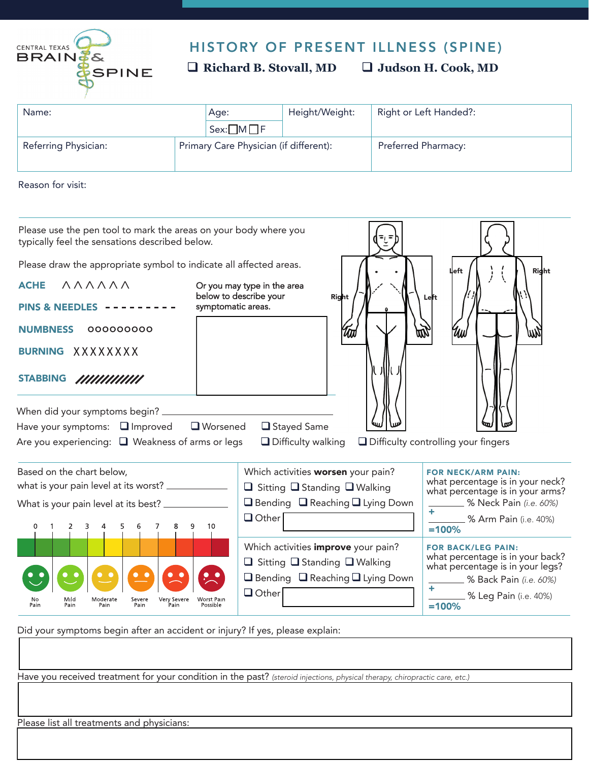CENTRAL TEXAS BRAIN & SPINE

# HISTORY OF PRESENT ILLNESS (SPINE)

❑ **Richard B. Stovall, MD** ❑ **Judson H. Cook, MD**

| Name: | Age: | Height/Weight: | Right or Left Handed?: |
|---|---|---|---|
| | Sex: ❑M ❑F | | |
| Referring Physician: | Primary Care Physician (if different): | | Preferred Pharmacy: |

Reason for visit:

Please use the pen tool to mark the areas on your body where you typically feel the sensations described below.

Please draw the appropriate symbol to indicate all affected areas.

**ACHE** ΛΛΛΛΛΛ

**PINS & NEEDLES** - - - - - - - - -

**NUMBNESS** ooooooooo

**BURNING** XXXXXXXX

**STABBING** //////////////

Or you may type in the area below to describe your symptomatic areas.

Right Left Left Right

When did your symptoms begin? ______________________

Have your symptoms: ❑ Improved ❑ Worsened ❑ Stayed Same

Are you experiencing: ❑ Weakness of arms or legs ❑ Difficulty walking ❑ Difficulty controlling your fingers

Based on the chart below,
what is your pain level at its worst? ____________

What is your pain level at its best? ____________

| 0 | 1 | 2 | 3 | 4 | 5 | 6 | 7 | 8 | 9 | 10 |
|---|---|---|---|---|---|---|---|---|---|---|

No Pain | Mild Pain | Moderate Pain | Severe Pain | Very Severe Pain | Worst Pain Possible

Which activities **worsen** your pain?
❑ Sitting ❑ Standing ❑ Walking
❑ Bending ❑ Reaching ❑ Lying Down
❑ Other

Which activities **improve** your pain?
❑ Sitting ❑ Standing ❑ Walking
❑ Bending ❑ Reaching ❑ Lying Down
❑ Other

**FOR NECK/ARM PAIN:**
what percentage is in your neck?
what percentage is in your arms?
________ % Neck Pain *(i.e. 60%)*
+ ________ % Arm Pain (i.e. 40%)
**=100%**

**FOR BACK/LEG PAIN:**
what percentage is in your back?
what percentage is in your legs?
________ % Back Pain *(i.e. 60%)*
+ ________ % Leg Pain (i.e. 40%)
**=100%**

Did your symptoms begin after an accident or injury? If yes, please explain:

Have you received treatment for your condition in the past? *(steroid injections, physical therapy, chiropractic care, etc.)*

Please list all treatments and physicians: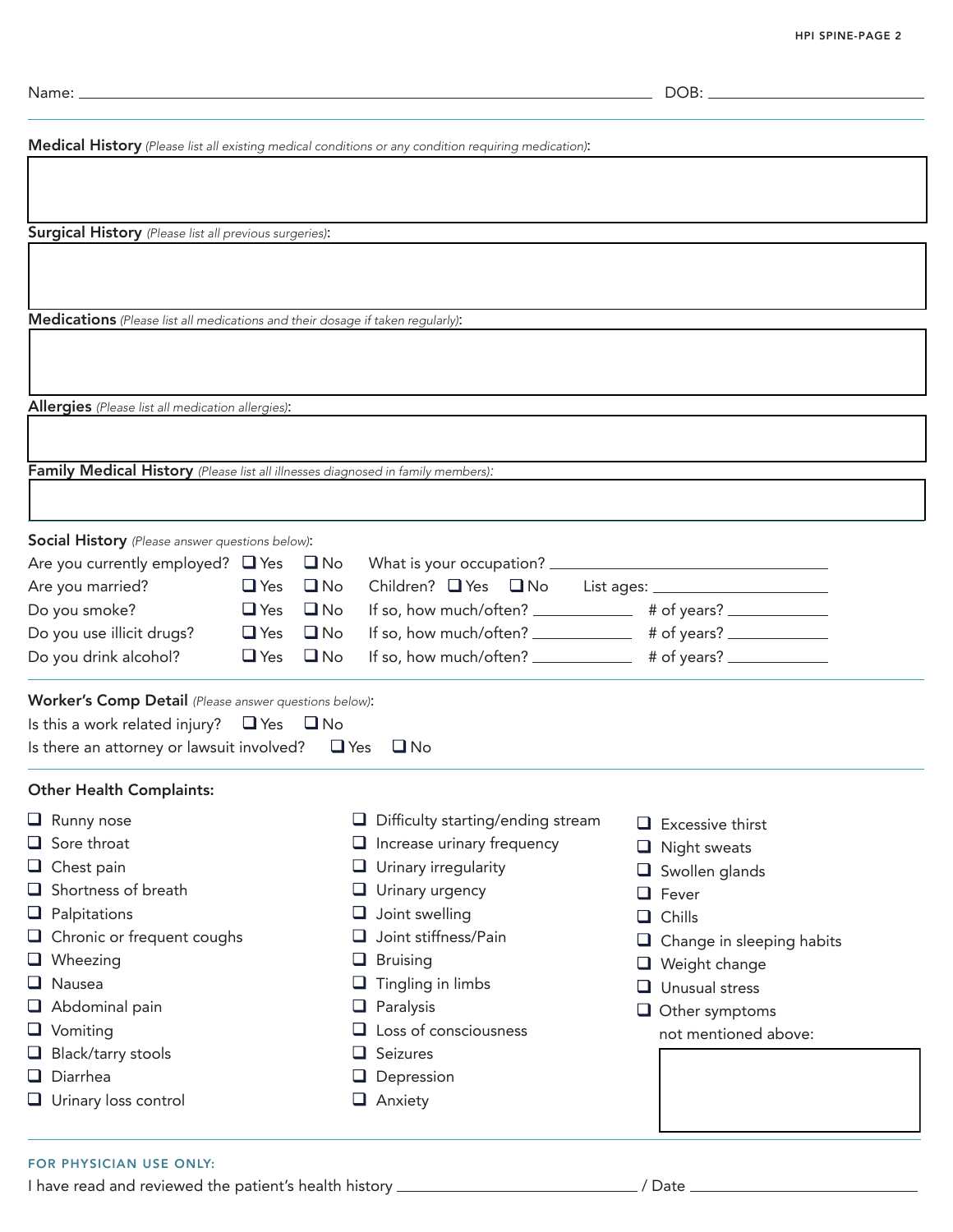Name: ______________________________ DOB: ______________

**Medical History** *(Please list all existing medical conditions or any condition requiring medication)*:

**Surgical History** *(Please list all previous surgeries)*:

**Medications** *(Please list all medications and their dosage if taken regularly)*:

**Allergies** *(Please list all medication allergies)*:

**Family Medical History** *(Please list all illnesses diagnosed in family members):*

**Social History** *(Please answer questions below)*:

Are you currently employed? ☐ Yes ☐ No What is your occupation? ______________

Are you married? ☐ Yes ☐ No Children? ☐ Yes ☐ No List ages: ______________

Do you smoke? ☐ Yes ☐ No If so, how much/often? __________ # of years? __________

Do you use illicit drugs? ☐ Yes ☐ No If so, how much/often? __________ # of years? __________

Do you drink alcohol? ☐ Yes ☐ No If so, how much/often? __________ # of years? __________

**Worker's Comp Detail** *(Please answer questions below)*:

Is this a work related injury? ☐ Yes ☐ No

Is there an attorney or lawsuit involved? ☐ Yes ☐ No

**Other Health Complaints:**

- ☐ Runny nose
- ☐ Sore throat
- ☐ Chest pain
- ☐ Shortness of breath
- ☐ Palpitations
- ☐ Chronic or frequent coughs
- ☐ Wheezing
- ☐ Nausea
- ☐ Abdominal pain
- ☐ Vomiting
- ☐ Black/tarry stools
- ☐ Diarrhea
- ☐ Urinary loss control
- ☐ Difficulty starting/ending stream
- ☐ Increase urinary frequency
- ☐ Urinary irregularity
- ☐ Urinary urgency
- ☐ Joint swelling
- ☐ Joint stiffness/Pain
- ☐ Bruising
- ☐ Tingling in limbs
- ☐ Paralysis
- ☐ Loss of consciousness
- ☐ Seizures
- ☐ Depression
- ☐ Anxiety
- ☐ Excessive thirst
- ☐ Night sweats
- ☐ Swollen glands
- ☐ Fever
- ☐ Chills
- ☐ Change in sleeping habits
- ☐ Weight change
- ☐ Unusual stress
- ☐ Other symptoms not mentioned above:

FOR PHYSICIAN USE ONLY:

I have read and reviewed the patient's health history ______________ / Date ______________